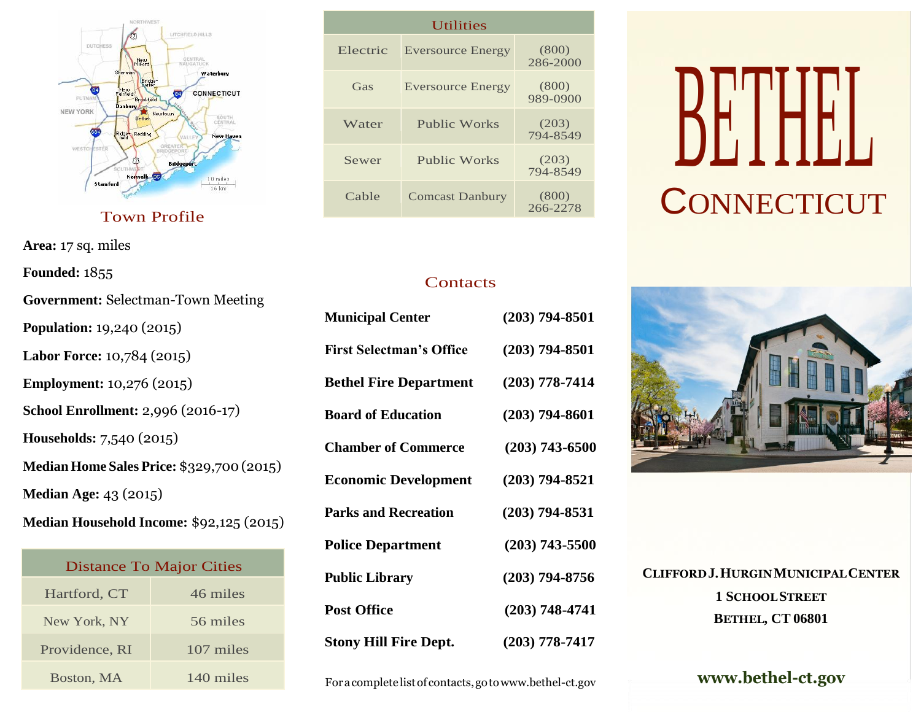# BETHEL

## CONNECTICUT

**CLIFFORD J. HURGIN MUNICIPAL CENTER**
**1 SCHOOL STREET**
**BETHEL, CT 06801**

**www.bethel-ct.gov**

## Town Profile

**Area:** 17 sq. miles

**Founded:** 1855

**Government:** Selectman-Town Meeting

**Population:** 19,240 (2015)

**Labor Force:** 10,784 (2015)

**Employment:** 10,276 (2015)

**School Enrollment:** 2,996 (2016-17)

**Households:** 7,540 (2015)

**Median Home Sales Price:** $329,700 (2015)

**Median Age:** 43 (2015)

**Median Household Income:** $92,125 (2015)

| Distance To Major Cities | |
|---|---|
| Hartford, CT | 46 miles |
| New York, NY | 56 miles |
| Providence, RI | 107 miles |
| Boston, MA | 140 miles |

## Utilities

| Utilities | | |
|---|---|---|
| Electric | Eversource Energy | (800) 286-2000 |
| Gas | Eversource Energy | (800) 989-0900 |
| Water | Public Works | (203) 794-8549 |
| Sewer | Public Works | (203) 794-8549 |
| Cable | Comcast Danbury | (800) 266-2278 |

## Contacts

| | |
|---|---|
| **Municipal Center** | **(203) 794-8501** |
| **First Selectman's Office** | **(203) 794-8501** |
| **Bethel Fire Department** | **(203) 778-7414** |
| **Board of Education** | **(203) 794-8601** |
| **Chamber of Commerce** | **(203) 743-6500** |
| **Economic Development** | **(203) 794-8521** |
| **Parks and Recreation** | **(203) 794-8531** |
| **Police Department** | **(203) 743-5500** |
| **Public Library** | **(203) 794-8756** |
| **Post Office** | **(203) 748-4741** |
| **Stony Hill Fire Dept.** | **(203) 778-7417** |

For a complete list of contacts, go to www.bethel-ct.gov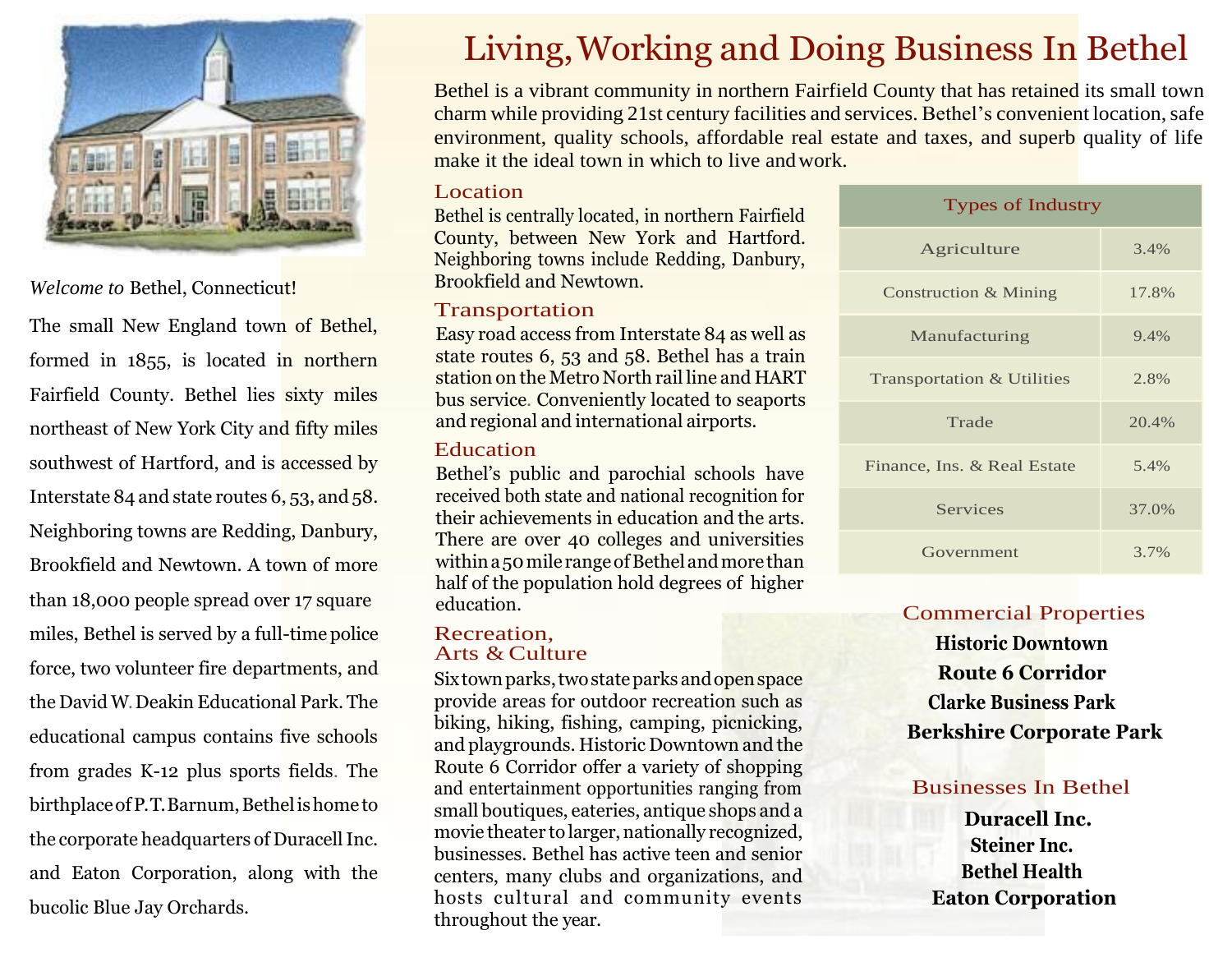*Welcome to* Bethel, Connecticut!

The small New England town of Bethel, formed in 1855, is located in northern Fairfield County. Bethel lies sixty miles northeast of New York City and fifty miles southwest of Hartford, and is accessed by Interstate 84 and state routes 6, 53, and 58. Neighboring towns are Redding, Danbury, Brookfield and Newtown. A town of more than 18,000 people spread over 17 square miles, Bethel is served by a full-time police force, two volunteer fire departments, and the David W. Deakin Educational Park. The educational campus contains five schools from grades K-12 plus sports fields. The birthplace of P.T. Barnum, Bethel is home to the corporate headquarters of Duracell Inc. and Eaton Corporation, along with the bucolic Blue Jay Orchards.

# Living, Working and Doing Business In Bethel

Bethel is a vibrant community in northern Fairfield County that has retained its small town charm while providing 21st century facilities and services. Bethel's convenient location, safe environment, quality schools, affordable real estate and taxes, and superb quality of life make it the ideal town in which to live and work.

## Location

Bethel is centrally located, in northern Fairfield County, between New York and Hartford. Neighboring towns include Redding, Danbury, Brookfield and Newtown.

## Transportation

Easy road access from Interstate 84 as well as state routes 6, 53 and 58. Bethel has a train station on the Metro North rail line and HART bus service. Conveniently located to seaports and regional and international airports.

## Education

Bethel's public and parochial schools have received both state and national recognition for their achievements in education and the arts. There are over 40 colleges and universities within a 50 mile range of Bethel and more than half of the population hold degrees of higher education.

## Recreation, Arts & Culture

Six town parks, two state parks and open space provide areas for outdoor recreation such as biking, hiking, fishing, camping, picnicking, and playgrounds. Historic Downtown and the Route 6 Corridor offer a variety of shopping and entertainment opportunities ranging from small boutiques, eateries, antique shops and a movie theater to larger, nationally recognized, businesses. Bethel has active teen and senior centers, many clubs and organizations, and hosts cultural and community events throughout the year.

| Types of Industry | |
|---|---|
| Agriculture | 3.4% |
| Construction & Mining | 17.8% |
| Manufacturing | 9.4% |
| Transportation & Utilities | 2.8% |
| Trade | 20.4% |
| Finance, Ins. & Real Estate | 5.4% |
| Services | 37.0% |
| Government | 3.7% |

## Commercial Properties

**Historic Downtown**

**Route 6 Corridor**

**Clarke Business Park**

**Berkshire Corporate Park**

## Businesses In Bethel

**Duracell Inc.**

**Steiner Inc.**

**Bethel Health**

**Eaton Corporation**